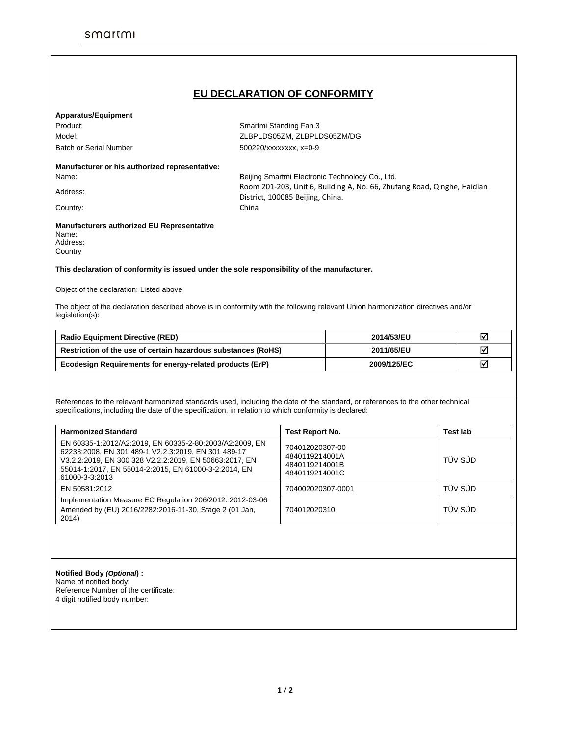# EU DECLARATION OF CONFORMITY

**Apparatus/Equipment**

Product: Smartmi Standing Fan 3

Model: ZLBPLDS05ZM, ZLBPLDS05ZM/DG

Batch or Serial Number: 500220/xxxxxxxx, x=0-9

**Manufacturer or his authorized representative:**

Name: Beijing Smartmi Electronic Technology Co., Ltd.

Address: Room 201-203, Unit 6, Building A, No. 66, Zhufang Road, Qinghe, Haidian District, 100085 Beijing, China.

Country: China

**Manufacturers authorized EU Representative**

Name:

Address:

Country

**This declaration of conformity is issued under the sole responsibility of the manufacturer.**

Object of the declaration: Listed above

The object of the declaration described above is in conformity with the following relevant Union harmonization directives and/or legislation(s):

| | | |
|---|---|---|
| **Radio Equipment Directive (RED)** | **2014/53/EU** | ☑ |
| **Restriction of the use of certain hazardous substances (RoHS)** | **2011/65/EU** | ☑ |
| **Ecodesign Requirements for energy-related products (ErP)** | **2009/125/EC** | ☑ |

References to the relevant harmonized standards used, including the date of the standard, or references to the other technical specifications, including the date of the specification, in relation to which conformity is declared:

| Harmonized Standard | Test Report No. | Test lab |
|---|---|---|
| EN 60335-1:2012/A2:2019, EN 60335-2-80:2003/A2:2009, EN 62233:2008, EN 301 489-1 V2.2.3:2019, EN 301 489-17 V3.2.2:2019, EN 300 328 V2.2.2:2019, EN 50663:2017, EN 55014-1:2017, EN 55014-2:2015, EN 61000-3-2:2014, EN 61000-3-3:2013 | 704012020307-00<br>4840119214001A<br>4840119214001B<br>4840119214001C | TÜV SÜD |
| EN 50581:2012 | 704002020307-0001 | TÜV SÜD |
| Implementation Measure EC Regulation 206/2012: 2012-03-06 Amended by (EU) 2016/2282:2016-11-30, Stage 2 (01 Jan, 2014) | 704012020310 | TÜV SÜD |

**Notified Body *(Optional*) :**

Name of notified body:

Reference Number of the certificate:

4 digit notified body number: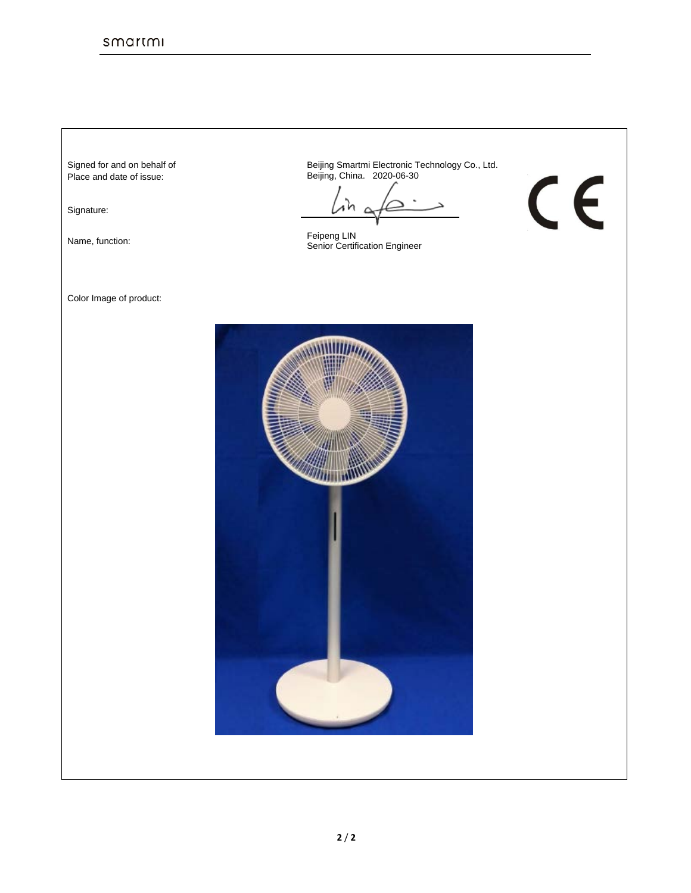| | |
|---|---|
| Signed for and on behalf of | Beijing Smartmi Electronic Technology Co., Ltd. |
| Place and date of issue: | Beijing, China. 2020-06-30 |
| Signature: | |
| Name, function: | Feipeng LIN<br>Senior Certification Engineer |

Color Image of product: